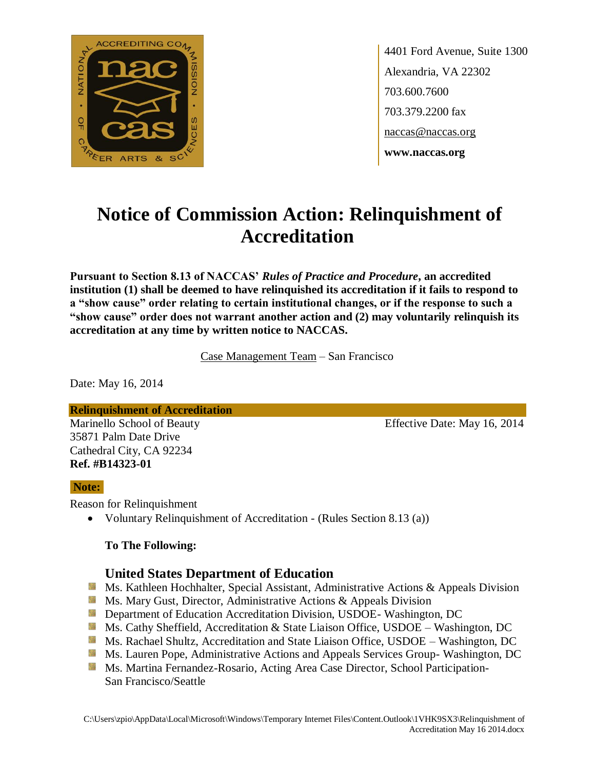4401 Ford Avenue, Suite 1300
Alexandria, VA 22302
703.600.7600
703.379.2200 fax
naccas@naccas.org
**www.naccas.org**

# Notice of Commission Action: Relinquishment of Accreditation

**Pursuant to Section 8.13 of NACCAS' *Rules of Practice and Procedure*, an accredited institution (1) shall be deemed to have relinquished its accreditation if it fails to respond to a "show cause" order relating to certain institutional changes, or if the response to such a "show cause" order does not warrant another action and (2) may voluntarily relinquish its accreditation at any time by written notice to NACCAS.**

Case Management Team – San Francisco

Date: May 16, 2014

**Relinquishment of Accreditation**

Marinello School of Beauty
35871 Palm Date Drive
Cathedral City, CA 92234
**Ref. #B14323-01**

Effective Date: May 16, 2014

**Note:**

Reason for Relinquishment

- Voluntary Relinquishment of Accreditation - (Rules Section 8.13 (a))

**To The Following:**

### United States Department of Education

- Ms. Kathleen Hochhalter, Special Assistant, Administrative Actions & Appeals Division
- Ms. Mary Gust, Director, Administrative Actions & Appeals Division
- Department of Education Accreditation Division, USDOE- Washington, DC
- Ms. Cathy Sheffield, Accreditation & State Liaison Office, USDOE – Washington, DC
- Ms. Rachael Shultz, Accreditation and State Liaison Office, USDOE – Washington, DC
- Ms. Lauren Pope, Administrative Actions and Appeals Services Group- Washington, DC
- Ms. Martina Fernandez-Rosario, Acting Area Case Director, School Participation- San Francisco/Seattle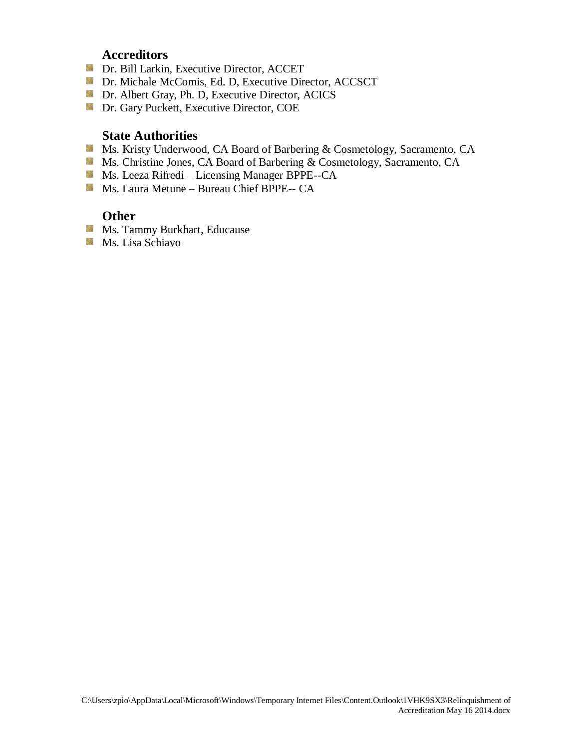### Accreditors

- Dr. Bill Larkin, Executive Director, ACCET
- Dr. Michale McComis, Ed. D, Executive Director, ACCSCT
- Dr. Albert Gray, Ph. D, Executive Director, ACICS
- Dr. Gary Puckett, Executive Director, COE

### State Authorities

- Ms. Kristy Underwood, CA Board of Barbering & Cosmetology, Sacramento, CA
- Ms. Christine Jones, CA Board of Barbering & Cosmetology, Sacramento, CA
- Ms. Leeza Rifredi – Licensing Manager BPPE--CA
- Ms. Laura Metune – Bureau Chief BPPE-- CA

### Other

- Ms. Tammy Burkhart, Educause
- Ms. Lisa Schiavo